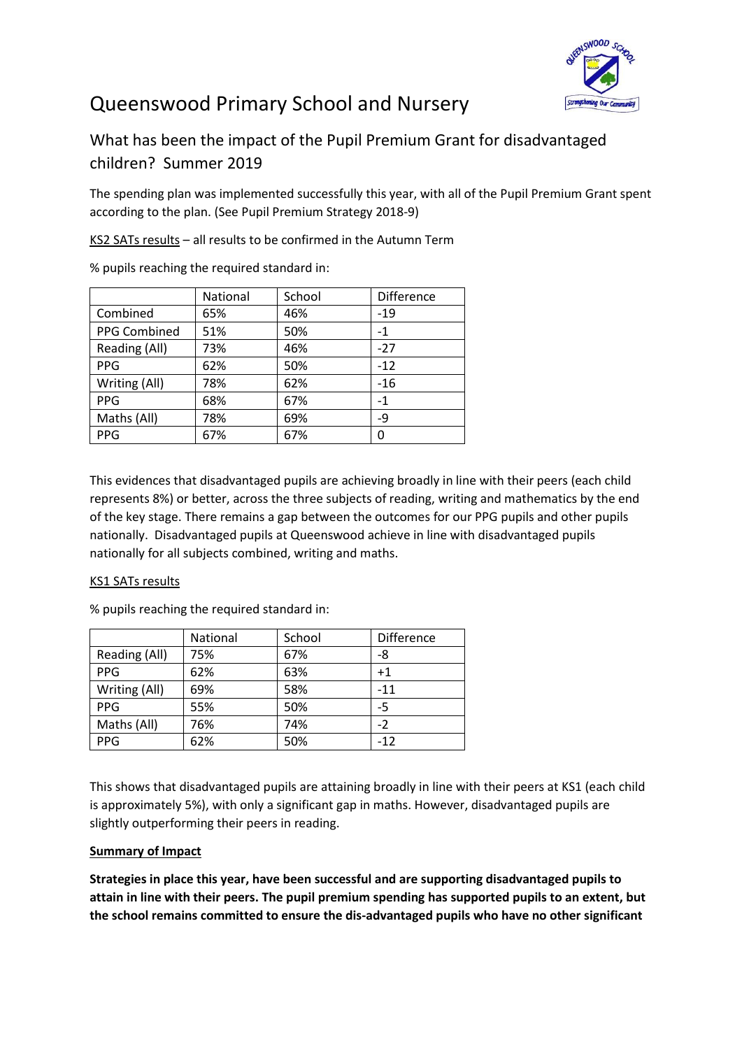# Queenswood Primary School and Nursery

## What has been the impact of the Pupil Premium Grant for disadvantaged children? Summer 2019

The spending plan was implemented successfully this year, with all of the Pupil Premium Grant spent according to the plan. (See Pupil Premium Strategy 2018-9)

KS2 SATs results – all results to be confirmed in the Autumn Term

% pupils reaching the required standard in:

| | National | School | Difference |
|---|---|---|---|
| Combined | 65% | 46% | -19 |
| PPG Combined | 51% | 50% | -1 |
| Reading (All) | 73% | 46% | -27 |
| PPG | 62% | 50% | -12 |
| Writing (All) | 78% | 62% | -16 |
| PPG | 68% | 67% | -1 |
| Maths (All) | 78% | 69% | -9 |
| PPG | 67% | 67% | 0 |

This evidences that disadvantaged pupils are achieving broadly in line with their peers (each child represents 8%) or better, across the three subjects of reading, writing and mathematics by the end of the key stage. There remains a gap between the outcomes for our PPG pupils and other pupils nationally. Disadvantaged pupils at Queenswood achieve in line with disadvantaged pupils nationally for all subjects combined, writing and maths.

KS1 SATs results

% pupils reaching the required standard in:

| | National | School | Difference |
|---|---|---|---|
| Reading (All) | 75% | 67% | -8 |
| PPG | 62% | 63% | +1 |
| Writing (All) | 69% | 58% | -11 |
| PPG | 55% | 50% | -5 |
| Maths (All) | 76% | 74% | -2 |
| PPG | 62% | 50% | -12 |

This shows that disadvantaged pupils are attaining broadly in line with their peers at KS1 (each child is approximately 5%), with only a significant gap in maths. However, disadvantaged pupils are slightly outperforming their peers in reading.

**Summary of Impact**

**Strategies in place this year, have been successful and are supporting disadvantaged pupils to attain in line with their peers. The pupil premium spending has supported pupils to an extent, but the school remains committed to ensure the dis-advantaged pupils who have no other significant**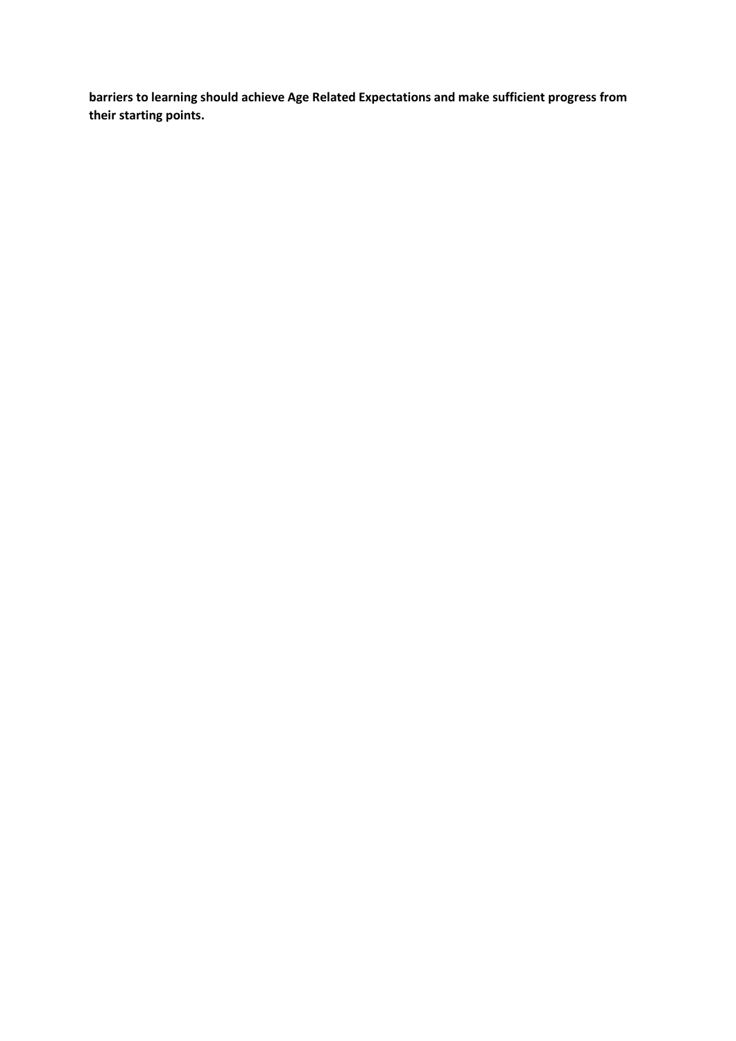**barriers to learning should achieve Age Related Expectations and make sufficient progress from their starting points.**